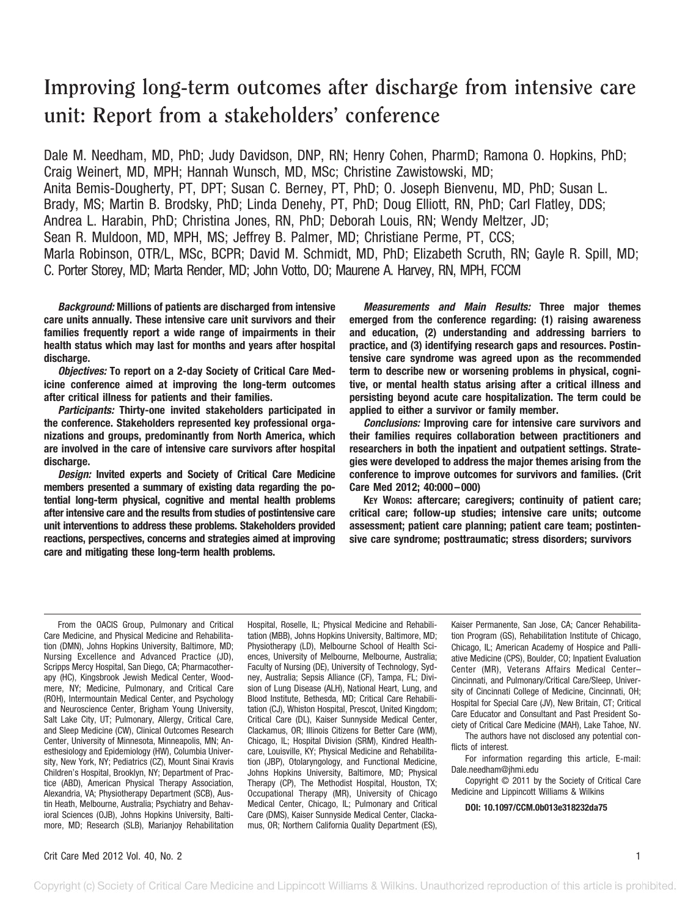# Improving long-term outcomes after discharge from intensive care unit: Report from a stakeholders' conference

Dale M. Needham, MD, PhD; Judy Davidson, DNP, RN; Henry Cohen, PharmD; Ramona O. Hopkins, PhD; Craig Weinert, MD, MPH; Hannah Wunsch, MD, MSc; Christine Zawistowski, MD; Anita Bemis-Dougherty, PT, DPT; Susan C. Berney, PT, PhD; O. Joseph Bienvenu, MD, PhD; Susan L. Brady, MS; Martin B. Brodsky, PhD; Linda Denehy, PT, PhD; Doug Elliott, RN, PhD; Carl Flatley, DDS; Andrea L. Harabin, PhD; Christina Jones, RN, PhD; Deborah Louis, RN; Wendy Meltzer, JD; Sean R. Muldoon, MD, MPH, MS; Jeffrey B. Palmer, MD; Christiane Perme, PT, CCS; Marla Robinson, OTR/L, MSc, BCPR; David M. Schmidt, MD, PhD; Elizabeth Scruth, RN; Gayle R. Spill, MD; C. Porter Storey, MD; Marta Render, MD; John Votto, DO; Maurene A. Harvey, RN, MPH, FCCM

***Background:*** **Millions of patients are discharged from intensive care units annually. These intensive care unit survivors and their families frequently report a wide range of impairments in their health status which may last for months and years after hospital discharge.**

***Objectives:*** **To report on a 2-day Society of Critical Care Medicine conference aimed at improving the long-term outcomes after critical illness for patients and their families.**

***Participants:*** **Thirty-one invited stakeholders participated in the conference. Stakeholders represented key professional organizations and groups, predominantly from North America, which are involved in the care of intensive care survivors after hospital discharge.**

***Design:*** **Invited experts and Society of Critical Care Medicine members presented a summary of existing data regarding the potential long-term physical, cognitive and mental health problems after intensive care and the results from studies of postintensive care unit interventions to address these problems. Stakeholders provided reactions, perspectives, concerns and strategies aimed at improving care and mitigating these long-term health problems.**

***Measurements and Main Results:*** **Three major themes emerged from the conference regarding: (1) raising awareness and education, (2) understanding and addressing barriers to practice, and (3) identifying research gaps and resources. Postintensive care syndrome was agreed upon as the recommended term to describe new or worsening problems in physical, cognitive, or mental health status arising after a critical illness and persisting beyond acute care hospitalization. The term could be applied to either a survivor or family member.**

***Conclusions:*** **Improving care for intensive care survivors and their families requires collaboration between practitioners and researchers in both the inpatient and outpatient settings. Strategies were developed to address the major themes arising from the conference to improve outcomes for survivors and families. (Crit Care Med 2012; 40:000–000)**

**Key Words: aftercare; caregivers; continuity of patient care; critical care; follow-up studies; intensive care units; outcome assessment; patient care planning; patient care team; postintensive care syndrome; posttraumatic; stress disorders; survivors**

---

From the OACIS Group, Pulmonary and Critical Care Medicine, and Physical Medicine and Rehabilitation (DMN), Johns Hopkins University, Baltimore, MD; Nursing Excellence and Advanced Practice (JD), Scripps Mercy Hospital, San Diego, CA; Pharmacotherapy (HC), Kingsbrook Jewish Medical Center, Woodmere, NY; Medicine, Pulmonary, and Critical Care (ROH), Intermountain Medical Center, and Psychology and Neuroscience Center, Brigham Young University, Salt Lake City, UT; Pulmonary, Allergy, Critical Care, and Sleep Medicine (CW), Clinical Outcomes Research Center, University of Minnesota, Minneapolis, MN; Anesthesiology and Epidemiology (HW), Columbia University, New York, NY; Pediatrics (CZ), Mount Sinai Kravis Children's Hospital, Brooklyn, NY; Department of Practice (ABD), American Physical Therapy Association, Alexandria, VA; Physiotherapy Department (SCB), Austin Heath, Melbourne, Australia; Psychiatry and Behavioral Sciences (OJB), Johns Hopkins University, Baltimore, MD; Research (SLB), Marianjoy Rehabilitation Hospital, Roselle, IL; Physical Medicine and Rehabilitation (MBB), Johns Hopkins University, Baltimore, MD; Physiotherapy (LD), Melbourne School of Health Sciences, University of Melbourne, Melbourne, Australia; Faculty of Nursing (DE), University of Technology, Sydney, Australia; Sepsis Alliance (CF), Tampa, FL; Division of Lung Disease (ALH), National Heart, Lung, and Blood Institute, Bethesda, MD; Critical Care Rehabilitation (CJ), Whiston Hospital, Prescot, United Kingdom; Critical Care (DL), Kaiser Sunnyside Medical Center, Clackamus, OR; Illinois Citizens for Better Care (WM), Chicago, IL; Hospital Division (SRM), Kindred Healthcare, Louisville, KY; Physical Medicine and Rehabilitation (JBP), Otolaryngology, and Functional Medicine, Johns Hopkins University, Baltimore, MD; Physical Therapy (CP), The Methodist Hospital, Houston, TX; Occupational Therapy (MR), University of Chicago Medical Center, Chicago, IL; Pulmonary and Critical Care (DMS), Kaiser Sunnyside Medical Center, Clackamus, OR; Northern California Quality Department (ES), Kaiser Permanente, San Jose, CA; Cancer Rehabilitation Program (GS), Rehabilitation Institute of Chicago, Chicago, IL; American Academy of Hospice and Palliative Medicine (CPS), Boulder, CO; Inpatient Evaluation Center (MR), Veterans Affairs Medical Center–Cincinnati, and Pulmonary/Critical Care/Sleep, University of Cincinnati College of Medicine, Cincinnati, OH; Hospital for Special Care (JV), New Britain, CT; Critical Care Educator and Consultant and Past President Society of Critical Care Medicine (MAH), Lake Tahoe, NV.

The authors have not disclosed any potential conflicts of interest.

For information regarding this article, E-mail: Dale.needham@jhmi.edu

Copyright © 2011 by the Society of Critical Care Medicine and Lippincott Williams & Wilkins

**DOI: 10.1097/CCM.0b013e318232da75**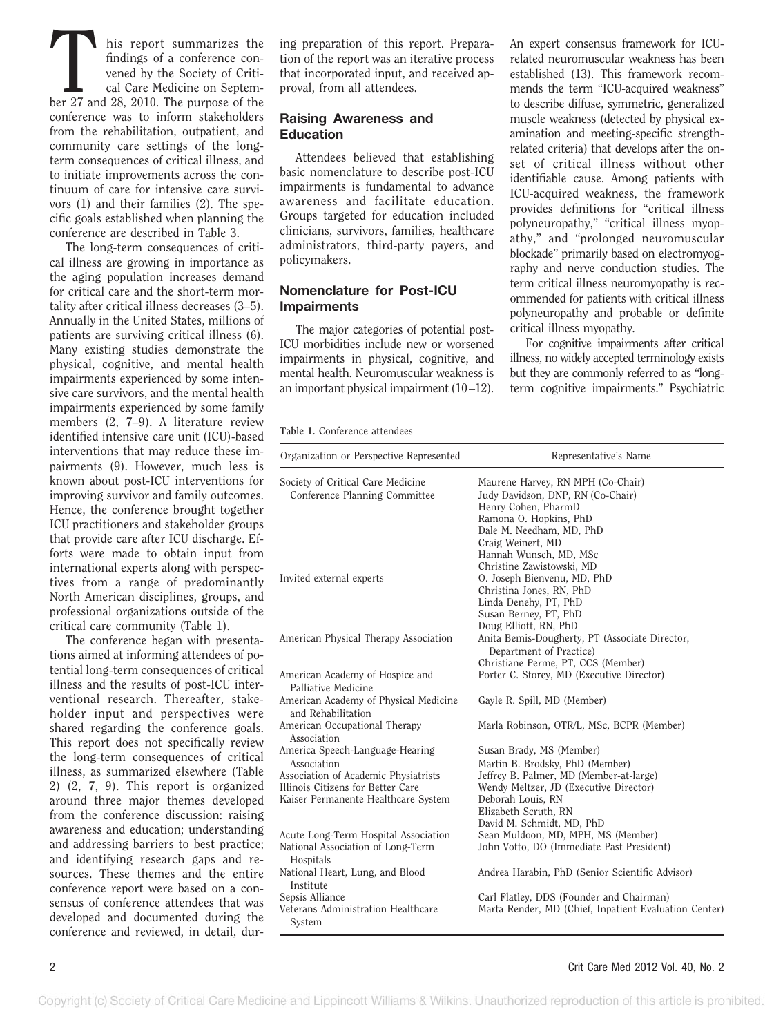This report summarizes the findings of a conference convened by the Society of Critical Care Medicine on September 27 and 28, 2010. The purpose of the conference was to inform stakeholders from the rehabilitation, outpatient, and community care settings of the long-term consequences of critical illness, and to initiate improvements across the continuum of care for intensive care survivors (1) and their families (2). The specific goals established when planning the conference are described in Table 3.

The long-term consequences of critical illness are growing in importance as the aging population increases demand for critical care and the short-term mortality after critical illness decreases (3–5). Annually in the United States, millions of patients are surviving critical illness (6). Many existing studies demonstrate the physical, cognitive, and mental health impairments experienced by some intensive care survivors, and the mental health impairments experienced by some family members (2, 7–9). A literature review identified intensive care unit (ICU)-based interventions that may reduce these impairments (9). However, much less is known about post-ICU interventions for improving survivor and family outcomes. Hence, the conference brought together ICU practitioners and stakeholder groups that provide care after ICU discharge. Efforts were made to obtain input from international experts along with perspectives from a range of predominantly North American disciplines, groups, and professional organizations outside of the critical care community (Table 1).

The conference began with presentations aimed at informing attendees of potential long-term consequences of critical illness and the results of post-ICU interventional research. Thereafter, stakeholder input and perspectives were shared regarding the conference goals. This report does not specifically review the long-term consequences of critical illness, as summarized elsewhere (Table 2) (2, 7, 9). This report is organized around three major themes developed from the conference discussion: raising awareness and education; understanding and addressing barriers to best practice; and identifying research gaps and resources. These themes and the entire conference report were based on a consensus of conference attendees that was developed and documented during the conference and reviewed, in detail, during preparation of this report. Preparation of the report was an iterative process that incorporated input, and received approval, from all attendees.

## Raising Awareness and Education

Attendees believed that establishing basic nomenclature to describe post-ICU impairments is fundamental to advance awareness and facilitate education. Groups targeted for education included clinicians, survivors, families, healthcare administrators, third-party payers, and policymakers.

## Nomenclature for Post-ICU Impairments

The major categories of potential post-ICU morbidities include new or worsened impairments in physical, cognitive, and mental health. Neuromuscular weakness is an important physical impairment (10–12). An expert consensus framework for ICU-related neuromuscular weakness has been established (13). This framework recommends the term "ICU-acquired weakness" to describe diffuse, symmetric, generalized muscle weakness (detected by physical examination and meeting-specific strength-related criteria) that develops after the onset of critical illness without other identifiable cause. Among patients with ICU-acquired weakness, the framework provides definitions for "critical illness polyneuropathy," "critical illness myopathy," and "prolonged neuromuscular blockade" primarily based on electromyography and nerve conduction studies. The term critical illness neuromyopathy is recommended for patients with critical illness polyneuropathy and probable or definite critical illness myopathy.

For cognitive impairments after critical illness, no widely accepted terminology exists but they are commonly referred to as "long-term cognitive impairments." Psychiatric

Table 1. Conference attendees

| Organization or Perspective Represented | Representative's Name |
|---|---|
| Society of Critical Care Medicine Conference Planning Committee | Maurene Harvey, RN MPH (Co-Chair)<br>Judy Davidson, DNP, RN (Co-Chair)<br>Henry Cohen, PharmD<br>Ramona O. Hopkins, PhD<br>Dale M. Needham, MD, PhD<br>Craig Weinert, MD<br>Hannah Wunsch, MD, MSc<br>Christine Zawistowski, MD |
| Invited external experts | O. Joseph Bienvenu, MD, PhD<br>Christina Jones, RN, PhD<br>Linda Denehy, PT, PhD<br>Susan Berney, PT, PhD<br>Doug Elliott, RN, PhD |
| American Physical Therapy Association | Anita Bemis-Dougherty, PT (Associate Director, Department of Practice)<br>Christiane Perme, PT, CCS (Member) |
| American Academy of Hospice and Palliative Medicine | Porter C. Storey, MD (Executive Director) |
| American Academy of Physical Medicine and Rehabilitation | Gayle R. Spill, MD (Member) |
| American Occupational Therapy Association | Marla Robinson, OTR/L, MSc, BCPR (Member) |
| America Speech-Language-Hearing Association | Susan Brady, MS (Member)<br>Martin B. Brodsky, PhD (Member) |
| Association of Academic Physiatrists | Jeffrey B. Palmer, MD (Member-at-large) |
| Illinois Citizens for Better Care | Wendy Meltzer, JD (Executive Director) |
| Kaiser Permanente Healthcare System | Deborah Louis, RN<br>Elizabeth Scruth, RN<br>David M. Schmidt, MD, PhD |
| Acute Long-Term Hospital Association | Sean Muldoon, MD, MPH, MS (Member) |
| National Association of Long-Term Hospitals | John Votto, DO (Immediate Past President) |
| National Heart, Lung, and Blood Institute | Andrea Harabin, PhD (Senior Scientific Advisor) |
| Sepsis Alliance | Carl Flatley, DDS (Founder and Chairman) |
| Veterans Administration Healthcare System | Marta Render, MD (Chief, Inpatient Evaluation Center) |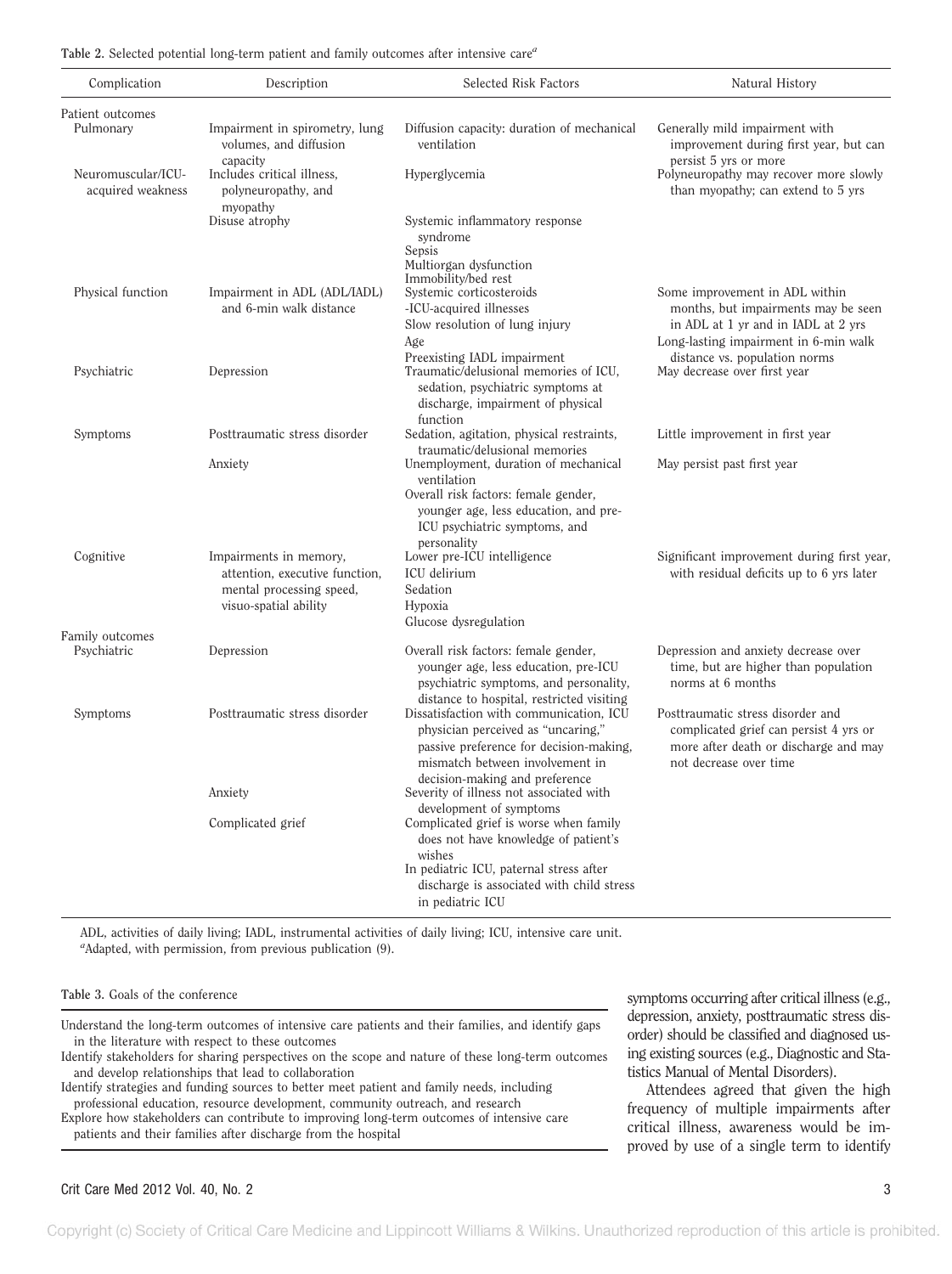**Table 2.** Selected potential long-term patient and family outcomes after intensive care[a]

| Complication | Description | Selected Risk Factors | Natural History |
|---|---|---|---|
| Patient outcomes | | | |
| Pulmonary | Impairment in spirometry, lung volumes, and diffusion capacity | Diffusion capacity: duration of mechanical ventilation | Generally mild impairment with improvement during first year, but can persist 5 yrs or more |
| Neuromuscular/ICU-acquired weakness | Includes critical illness, polyneuropathy, and myopathy | Hyperglycemia | Polyneuropathy may recover more slowly than myopathy; can extend to 5 yrs |
| | Disuse atrophy | Systemic inflammatory response syndrome<br>Sepsis<br>Multiorgan dysfunction<br>Immobility/bed rest | |
| Physical function | Impairment in ADL (ADL/IADL) and 6-min walk distance | Systemic corticosteroids<br>-ICU-acquired illnesses<br>Slow resolution of lung injury<br>Age<br>Preexisting IADL impairment | Some improvement in ADL within months, but impairments may be seen in ADL at 1 yr and in IADL at 2 yrs<br>Long-lasting impairment in 6-min walk distance vs. population norms |
| Psychiatric | Depression | Traumatic/delusional memories of ICU, sedation, psychiatric symptoms at discharge, impairment of physical function | May decrease over first year |
| Symptoms | Posttraumatic stress disorder | Sedation, agitation, physical restraints, traumatic/delusional memories | Little improvement in first year |
| | Anxiety | Unemployment, duration of mechanical ventilation<br>Overall risk factors: female gender, younger age, less education, and pre-ICU psychiatric symptoms, and personality | May persist past first year |
| Cognitive | Impairments in memory, attention, executive function, mental processing speed, visuo-spatial ability | Lower pre-ICU intelligence<br>ICU delirium<br>Sedation<br>Hypoxia<br>Glucose dysregulation | Significant improvement during first year, with residual deficits up to 6 yrs later |
| Family outcomes | | | |
| Psychiatric | Depression | Overall risk factors: female gender, younger age, less education, pre-ICU psychiatric symptoms, and personality, distance to hospital, restricted visiting | Depression and anxiety decrease over time, but are higher than population norms at 6 months |
| Symptoms | Posttraumatic stress disorder | Dissatisfaction with communication, ICU physician perceived as "uncaring," passive preference for decision-making, mismatch between involvement in decision-making and preference | Posttraumatic stress disorder and complicated grief can persist 4 yrs or more after death or discharge and may not decrease over time |
| | Anxiety | Severity of illness not associated with development of symptoms | |
| | Complicated grief | Complicated grief is worse when family does not have knowledge of patient's wishes<br>In pediatric ICU, paternal stress after discharge is associated with child stress in pediatric ICU | |

ADL, activities of daily living; IADL, instrumental activities of daily living; ICU, intensive care unit.
[a]Adapted, with permission, from previous publication (9).

**Table 3.** Goals of the conference

| |
|---|
| Understand the long-term outcomes of intensive care patients and their families, and identify gaps in the literature with respect to these outcomes |
| Identify stakeholders for sharing perspectives on the scope and nature of these long-term outcomes and develop relationships that lead to collaboration |
| Identify strategies and funding sources to better meet patient and family needs, including professional education, resource development, community outreach, and research |
| Explore how stakeholders can contribute to improving long-term outcomes of intensive care patients and their families after discharge from the hospital |

symptoms occurring after critical illness (e.g., depression, anxiety, posttraumatic stress disorder) should be classified and diagnosed using existing sources (e.g., Diagnostic and Statistics Manual of Mental Disorders).

Attendees agreed that given the high frequency of multiple impairments after critical illness, awareness would be improved by use of a single term to identify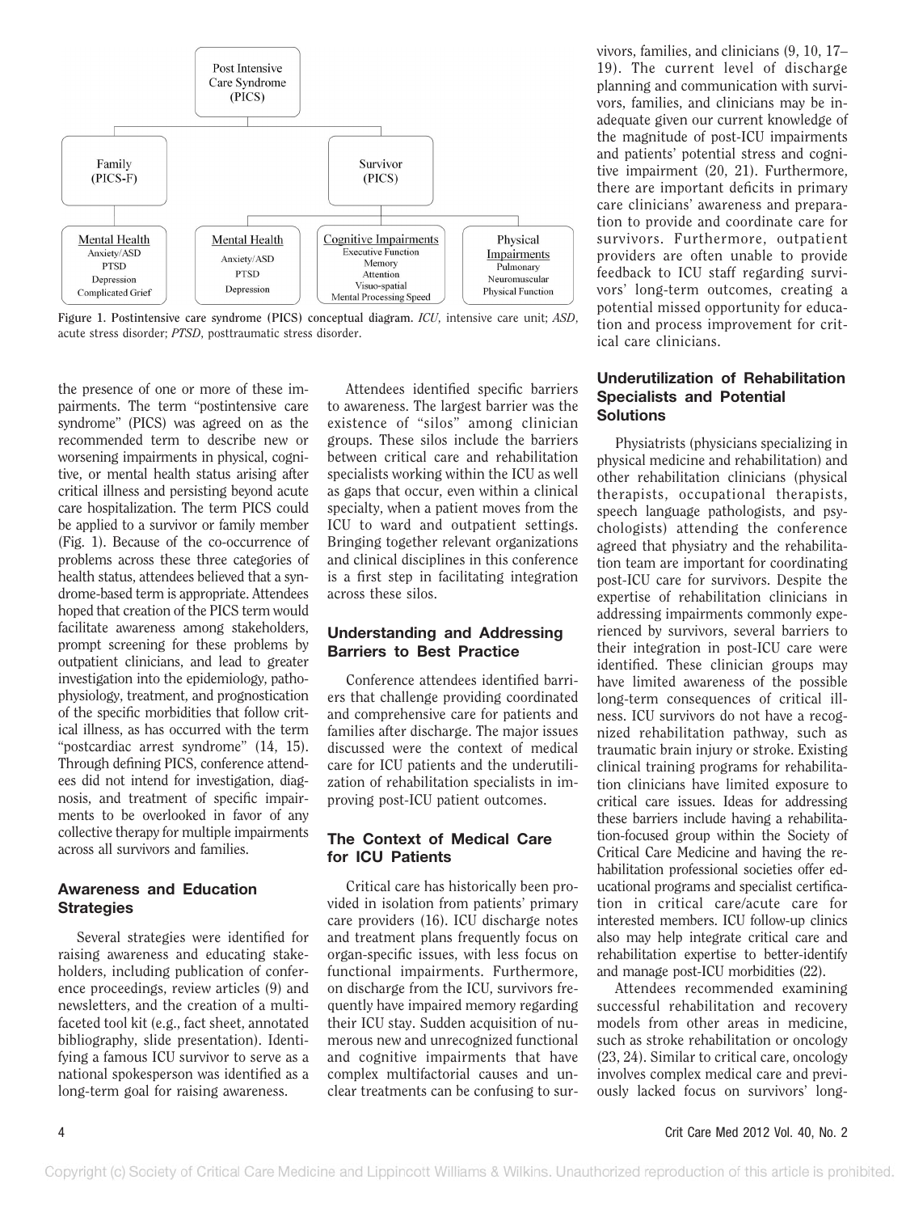Post Intensive Care Syndrome (PICS)

Family (PICS-F)

Survivor (PICS)

Mental Health
Anxiety/ASD
PTSD
Depression
Complicated Grief

Mental Health
Anxiety/ASD
PTSD
Depression

Cognitive Impairments
Executive Function
Memory
Attention
Visuo-spatial
Mental Processing Speed

Physical Impairments
Pulmonary
Neuromuscular
Physical Function

**Figure 1. Postintensive care syndrome (PICS) conceptual diagram.** *ICU*, intensive care unit; *ASD*, acute stress disorder; *PTSD*, posttraumatic stress disorder.

the presence of one or more of these impairments. The term "postintensive care syndrome" (PICS) was agreed on as the recommended term to describe new or worsening impairments in physical, cognitive, or mental health status arising after critical illness and persisting beyond acute care hospitalization. The term PICS could be applied to a survivor or family member (Fig. 1). Because of the co-occurrence of problems across these three categories of health status, attendees believed that a syndrome-based term is appropriate. Attendees hoped that creation of the PICS term would facilitate awareness among stakeholders, prompt screening for these problems by outpatient clinicians, and lead to greater investigation into the epidemiology, pathophysiology, treatment, and prognostication of the specific morbidities that follow critical illness, as has occurred with the term "postcardiac arrest syndrome" (14, 15). Through defining PICS, conference attendees did not intend for investigation, diagnosis, and treatment of specific impairments to be overlooked in favor of any collective therapy for multiple impairments across all survivors and families.

### Awareness and Education Strategies

Several strategies were identified for raising awareness and educating stakeholders, including publication of conference proceedings, review articles (9) and newsletters, and the creation of a multifaceted tool kit (e.g., fact sheet, annotated bibliography, slide presentation). Identifying a famous ICU survivor to serve as a national spokesperson was identified as a long-term goal for raising awareness.

Attendees identified specific barriers to awareness. The largest barrier was the existence of "silos" among clinician groups. These silos include the barriers between critical care and rehabilitation specialists working within the ICU as well as gaps that occur, even within a clinical specialty, when a patient moves from the ICU to ward and outpatient settings. Bringing together relevant organizations and clinical disciplines in this conference is a first step in facilitating integration across these silos.

### Understanding and Addressing Barriers to Best Practice

Conference attendees identified barriers that challenge providing coordinated and comprehensive care for patients and families after discharge. The major issues discussed were the context of medical care for ICU patients and the underutilization of rehabilitation specialists in improving post-ICU patient outcomes.

### The Context of Medical Care for ICU Patients

Critical care has historically been provided in isolation from patients' primary care providers (16). ICU discharge notes and treatment plans frequently focus on organ-specific issues, with less focus on functional impairments. Furthermore, on discharge from the ICU, survivors frequently have impaired memory regarding their ICU stay. Sudden acquisition of numerous new and unrecognized functional and cognitive impairments that have complex multifactorial causes and unclear treatments can be confusing to survivors, families, and clinicians (9, 10, 17–19). The current level of discharge planning and communication with survivors, families, and clinicians may be inadequate given our current knowledge of the magnitude of post-ICU impairments and patients' potential stress and cognitive impairment (20, 21). Furthermore, there are important deficits in primary care clinicians' awareness and preparation to provide and coordinate care for survivors. Furthermore, outpatient providers are often unable to provide feedback to ICU staff regarding survivors' long-term outcomes, creating a potential missed opportunity for education and process improvement for critical care clinicians.

### Underutilization of Rehabilitation Specialists and Potential Solutions

Physiatrists (physicians specializing in physical medicine and rehabilitation) and other rehabilitation clinicians (physical therapists, occupational therapists, speech language pathologists, and psychologists) attending the conference agreed that physiatry and the rehabilitation team are important for coordinating post-ICU care for survivors. Despite the expertise of rehabilitation clinicians in addressing impairments commonly experienced by survivors, several barriers to their integration in post-ICU care were identified. These clinician groups may have limited awareness of the possible long-term consequences of critical illness. ICU survivors do not have a recognized rehabilitation pathway, such as traumatic brain injury or stroke. Existing clinical training programs for rehabilitation clinicians have limited exposure to critical care issues. Ideas for addressing these barriers include having a rehabilitation-focused group within the Society of Critical Care Medicine and having the rehabilitation professional societies offer educational programs and specialist certification in critical care/acute care for interested members. ICU follow-up clinics also may help integrate critical care and rehabilitation expertise to better-identify and manage post-ICU morbidities (22).

Attendees recommended examining successful rehabilitation and recovery models from other areas in medicine, such as stroke rehabilitation or oncology (23, 24). Similar to critical care, oncology involves complex medical care and previously lacked focus on survivors' long-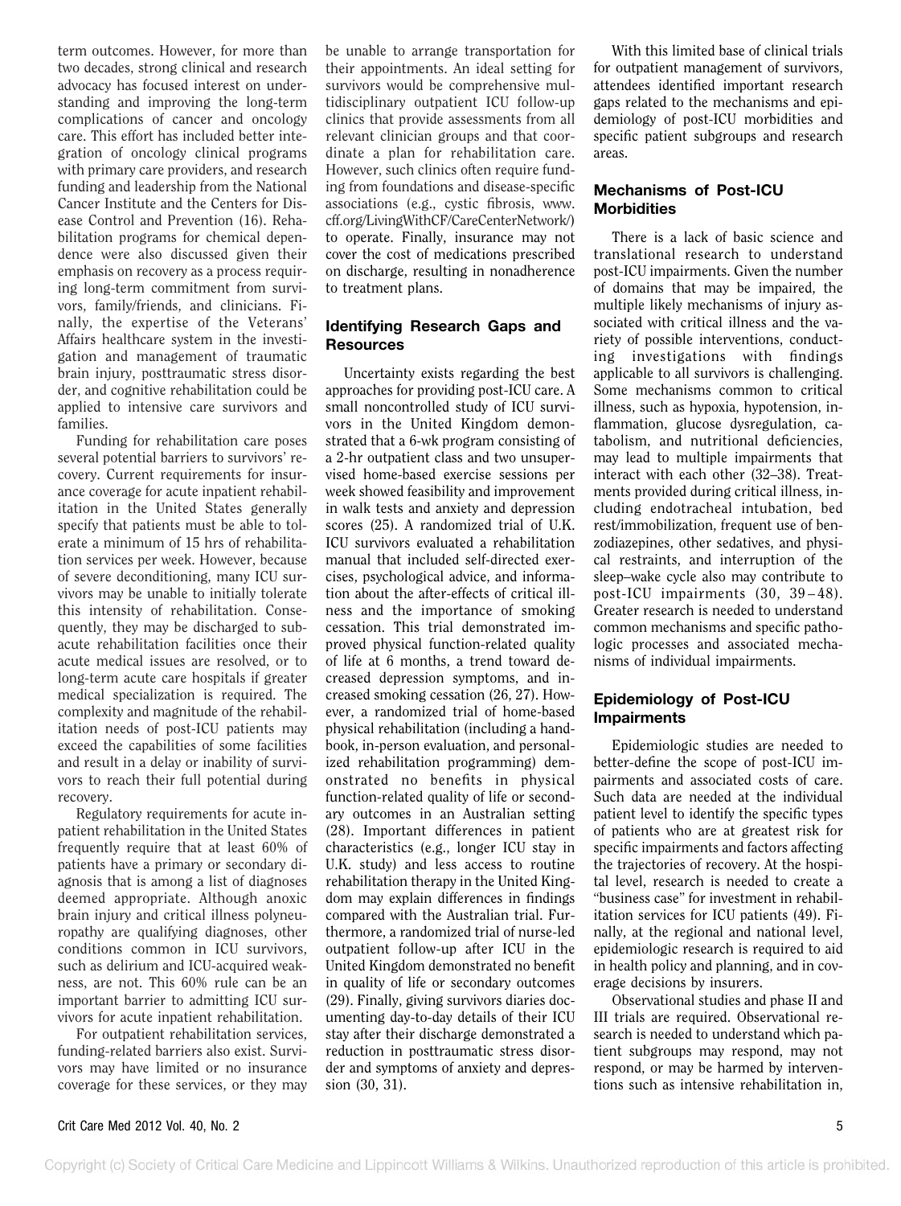term outcomes. However, for more than two decades, strong clinical and research advocacy has focused interest on understanding and improving the long-term complications of cancer and oncology care. This effort has included better integration of oncology clinical programs with primary care providers, and research funding and leadership from the National Cancer Institute and the Centers for Disease Control and Prevention (16). Rehabilitation programs for chemical dependence were also discussed given their emphasis on recovery as a process requiring long-term commitment from survivors, family/friends, and clinicians. Finally, the expertise of the Veterans' Affairs healthcare system in the investigation and management of traumatic brain injury, posttraumatic stress disorder, and cognitive rehabilitation could be applied to intensive care survivors and families.

Funding for rehabilitation care poses several potential barriers to survivors' recovery. Current requirements for insurance coverage for acute inpatient rehabilitation in the United States generally specify that patients must be able to tolerate a minimum of 15 hrs of rehabilitation services per week. However, because of severe deconditioning, many ICU survivors may be unable to initially tolerate this intensity of rehabilitation. Consequently, they may be discharged to subacute rehabilitation facilities once their acute medical issues are resolved, or to long-term acute care hospitals if greater medical specialization is required. The complexity and magnitude of the rehabilitation needs of post-ICU patients may exceed the capabilities of some facilities and result in a delay or inability of survivors to reach their full potential during recovery.

Regulatory requirements for acute inpatient rehabilitation in the United States frequently require that at least 60% of patients have a primary or secondary diagnosis that is among a list of diagnoses deemed appropriate. Although anoxic brain injury and critical illness polyneuropathy are qualifying diagnoses, other conditions common in ICU survivors, such as delirium and ICU-acquired weakness, are not. This 60% rule can be an important barrier to admitting ICU survivors for acute inpatient rehabilitation.

For outpatient rehabilitation services, funding-related barriers also exist. Survivors may have limited or no insurance coverage for these services, or they may be unable to arrange transportation for their appointments. An ideal setting for survivors would be comprehensive multidisciplinary outpatient ICU follow-up clinics that provide assessments from all relevant clinician groups and that coordinate a plan for rehabilitation care. However, such clinics often require funding from foundations and disease-specific associations (e.g., cystic fibrosis, www.cff.org/LivingWithCF/CareCenterNetwork/) to operate. Finally, insurance may not cover the cost of medications prescribed on discharge, resulting in nonadherence to treatment plans.

## Identifying Research Gaps and Resources

Uncertainty exists regarding the best approaches for providing post-ICU care. A small noncontrolled study of ICU survivors in the United Kingdom demonstrated that a 6-wk program consisting of a 2-hr outpatient class and two unsupervised home-based exercise sessions per week showed feasibility and improvement in walk tests and anxiety and depression scores (25). A randomized trial of U.K. ICU survivors evaluated a rehabilitation manual that included self-directed exercises, psychological advice, and information about the after-effects of critical illness and the importance of smoking cessation. This trial demonstrated improved physical function-related quality of life at 6 months, a trend toward decreased depression symptoms, and increased smoking cessation (26, 27). However, a randomized trial of home-based physical rehabilitation (including a handbook, in-person evaluation, and personalized rehabilitation programming) demonstrated no benefits in physical function-related quality of life or secondary outcomes in an Australian setting (28). Important differences in patient characteristics (e.g., longer ICU stay in U.K. study) and less access to routine rehabilitation therapy in the United Kingdom may explain differences in findings compared with the Australian trial. Furthermore, a randomized trial of nurse-led outpatient follow-up after ICU in the United Kingdom demonstrated no benefit in quality of life or secondary outcomes (29). Finally, giving survivors diaries documenting day-to-day details of their ICU stay after their discharge demonstrated a reduction in posttraumatic stress disorder and symptoms of anxiety and depression (30, 31).

With this limited base of clinical trials for outpatient management of survivors, attendees identified important research gaps related to the mechanisms and epidemiology of post-ICU morbidities and specific patient subgroups and research areas.

## Mechanisms of Post-ICU Morbidities

There is a lack of basic science and translational research to understand post-ICU impairments. Given the number of domains that may be impaired, the multiple likely mechanisms of injury associated with critical illness and the variety of possible interventions, conducting investigations with findings applicable to all survivors is challenging. Some mechanisms common to critical illness, such as hypoxia, hypotension, inflammation, glucose dysregulation, catabolism, and nutritional deficiencies, may lead to multiple impairments that interact with each other (32–38). Treatments provided during critical illness, including endotracheal intubation, bed rest/immobilization, frequent use of benzodiazepines, other sedatives, and physical restraints, and interruption of the sleep–wake cycle also may contribute to post-ICU impairments (30, 39–48). Greater research is needed to understand common mechanisms and specific pathologic processes and associated mechanisms of individual impairments.

## Epidemiology of Post-ICU Impairments

Epidemiologic studies are needed to better-define the scope of post-ICU impairments and associated costs of care. Such data are needed at the individual patient level to identify the specific types of patients who are at greatest risk for specific impairments and factors affecting the trajectories of recovery. At the hospital level, research is needed to create a "business case" for investment in rehabilitation services for ICU patients (49). Finally, at the regional and national level, epidemiologic research is required to aid in health policy and planning, and in coverage decisions by insurers.

Observational studies and phase II and III trials are required. Observational research is needed to understand which patient subgroups may respond, may not respond, or may be harmed by interventions such as intensive rehabilitation in,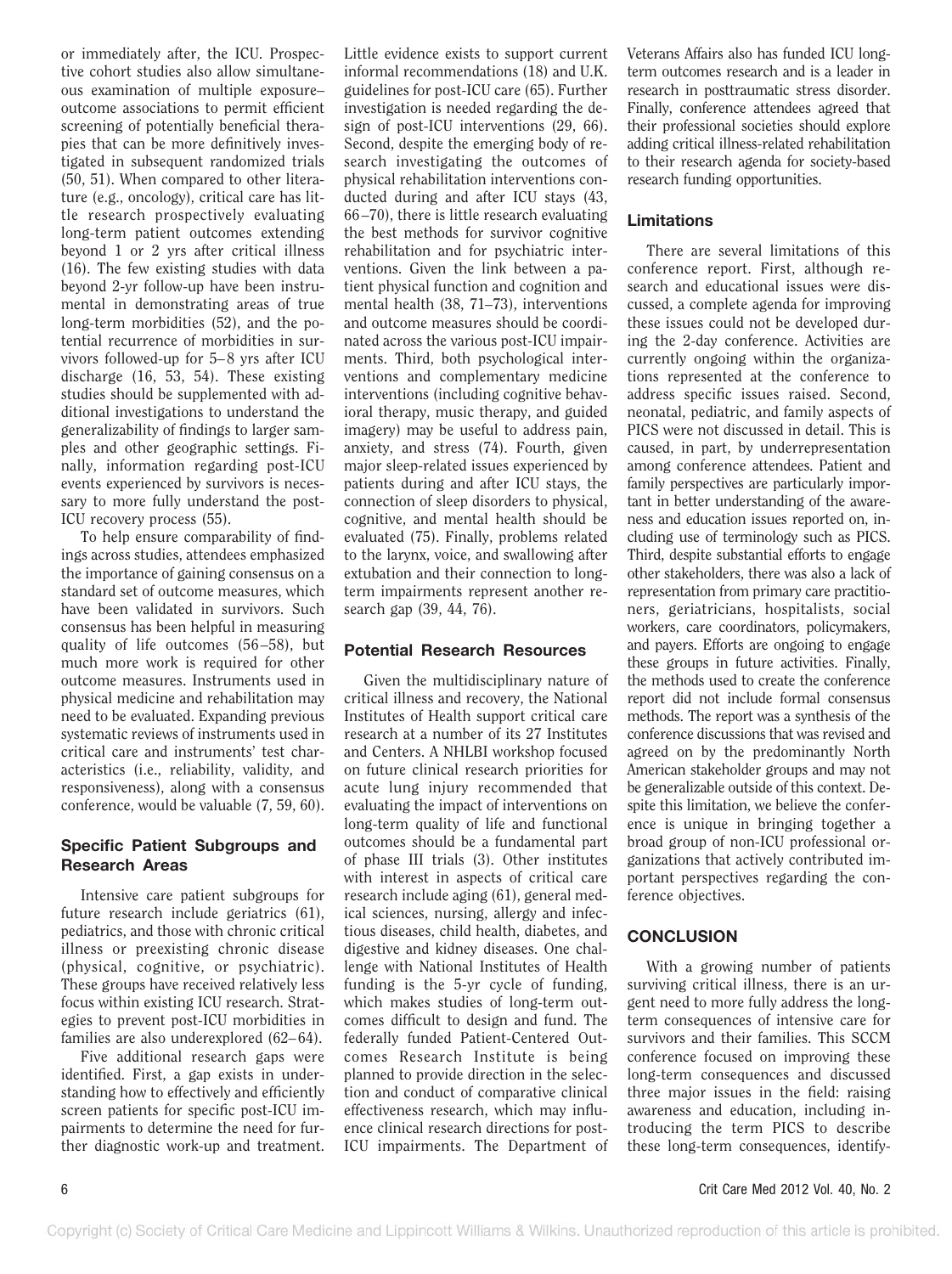or immediately after, the ICU. Prospective cohort studies also allow simultaneous examination of multiple exposure–outcome associations to permit efficient screening of potentially beneficial therapies that can be more definitively investigated in subsequent randomized trials (50, 51). When compared to other literature (e.g., oncology), critical care has little research prospectively evaluating long-term patient outcomes extending beyond 1 or 2 yrs after critical illness (16). The few existing studies with data beyond 2-yr follow-up have been instrumental in demonstrating areas of true long-term morbidities (52), and the potential recurrence of morbidities in survivors followed-up for 5–8 yrs after ICU discharge (16, 53, 54). These existing studies should be supplemented with additional investigations to understand the generalizability of findings to larger samples and other geographic settings. Finally, information regarding post-ICU events experienced by survivors is necessary to more fully understand the post-ICU recovery process (55).

To help ensure comparability of findings across studies, attendees emphasized the importance of gaining consensus on a standard set of outcome measures, which have been validated in survivors. Such consensus has been helpful in measuring quality of life outcomes (56–58), but much more work is required for other outcome measures. Instruments used in physical medicine and rehabilitation may need to be evaluated. Expanding previous systematic reviews of instruments used in critical care and instruments' test characteristics (i.e., reliability, validity, and responsiveness), along with a consensus conference, would be valuable (7, 59, 60).

### Specific Patient Subgroups and Research Areas

Intensive care patient subgroups for future research include geriatrics (61), pediatrics, and those with chronic critical illness or preexisting chronic disease (physical, cognitive, or psychiatric). These groups have received relatively less focus within existing ICU research. Strategies to prevent post-ICU morbidities in families are also underexplored (62–64).

Five additional research gaps were identified. First, a gap exists in understanding how to effectively and efficiently screen patients for specific post-ICU impairments to determine the need for further diagnostic work-up and treatment. Little evidence exists to support current informal recommendations (18) and U.K. guidelines for post-ICU care (65). Further investigation is needed regarding the design of post-ICU interventions (29, 66). Second, despite the emerging body of research investigating the outcomes of physical rehabilitation interventions conducted during and after ICU stays (43, 66–70), there is little research evaluating the best methods for survivor cognitive rehabilitation and for psychiatric interventions. Given the link between a patient physical function and cognition and mental health (38, 71–73), interventions and outcome measures should be coordinated across the various post-ICU impairments. Third, both psychological interventions and complementary medicine interventions (including cognitive behavioral therapy, music therapy, and guided imagery) may be useful to address pain, anxiety, and stress (74). Fourth, given major sleep-related issues experienced by patients during and after ICU stays, the connection of sleep disorders to physical, cognitive, and mental health should be evaluated (75). Finally, problems related to the larynx, voice, and swallowing after extubation and their connection to long-term impairments represent another research gap (39, 44, 76).

### Potential Research Resources

Given the multidisciplinary nature of critical illness and recovery, the National Institutes of Health support critical care research at a number of its 27 Institutes and Centers. A NHLBI workshop focused on future clinical research priorities for acute lung injury recommended that evaluating the impact of interventions on long-term quality of life and functional outcomes should be a fundamental part of phase III trials (3). Other institutes with interest in aspects of critical care research include aging (61), general medical sciences, nursing, allergy and infectious diseases, child health, diabetes, and digestive and kidney diseases. One challenge with National Institutes of Health funding is the 5-yr cycle of funding, which makes studies of long-term outcomes difficult to design and fund. The federally funded Patient-Centered Outcomes Research Institute is being planned to provide direction in the selection and conduct of comparative clinical effectiveness research, which may influence clinical research directions for post-ICU impairments. The Department of Veterans Affairs also has funded ICU long-term outcomes research and is a leader in research in posttraumatic stress disorder. Finally, conference attendees agreed that their professional societies should explore adding critical illness-related rehabilitation to their research agenda for society-based research funding opportunities.

### Limitations

There are several limitations of this conference report. First, although research and educational issues were discussed, a complete agenda for improving these issues could not be developed during the 2-day conference. Activities are currently ongoing within the organizations represented at the conference to address specific issues raised. Second, neonatal, pediatric, and family aspects of PICS were not discussed in detail. This is caused, in part, by underrepresentation among conference attendees. Patient and family perspectives are particularly important in better understanding of the awareness and education issues reported on, including use of terminology such as PICS. Third, despite substantial efforts to engage other stakeholders, there was also a lack of representation from primary care practitioners, geriatricians, hospitalists, social workers, care coordinators, policymakers, and payers. Efforts are ongoing to engage these groups in future activities. Finally, the methods used to create the conference report did not include formal consensus methods. The report was a synthesis of the conference discussions that was revised and agreed on by the predominantly North American stakeholder groups and may not be generalizable outside of this context. Despite this limitation, we believe the conference is unique in bringing together a broad group of non-ICU professional organizations that actively contributed important perspectives regarding the conference objectives.

## CONCLUSION

With a growing number of patients surviving critical illness, there is an urgent need to more fully address the long-term consequences of intensive care for survivors and their families. This SCCM conference focused on improving these long-term consequences and discussed three major issues in the field: raising awareness and education, including introducing the term PICS to describe these long-term consequences, identify-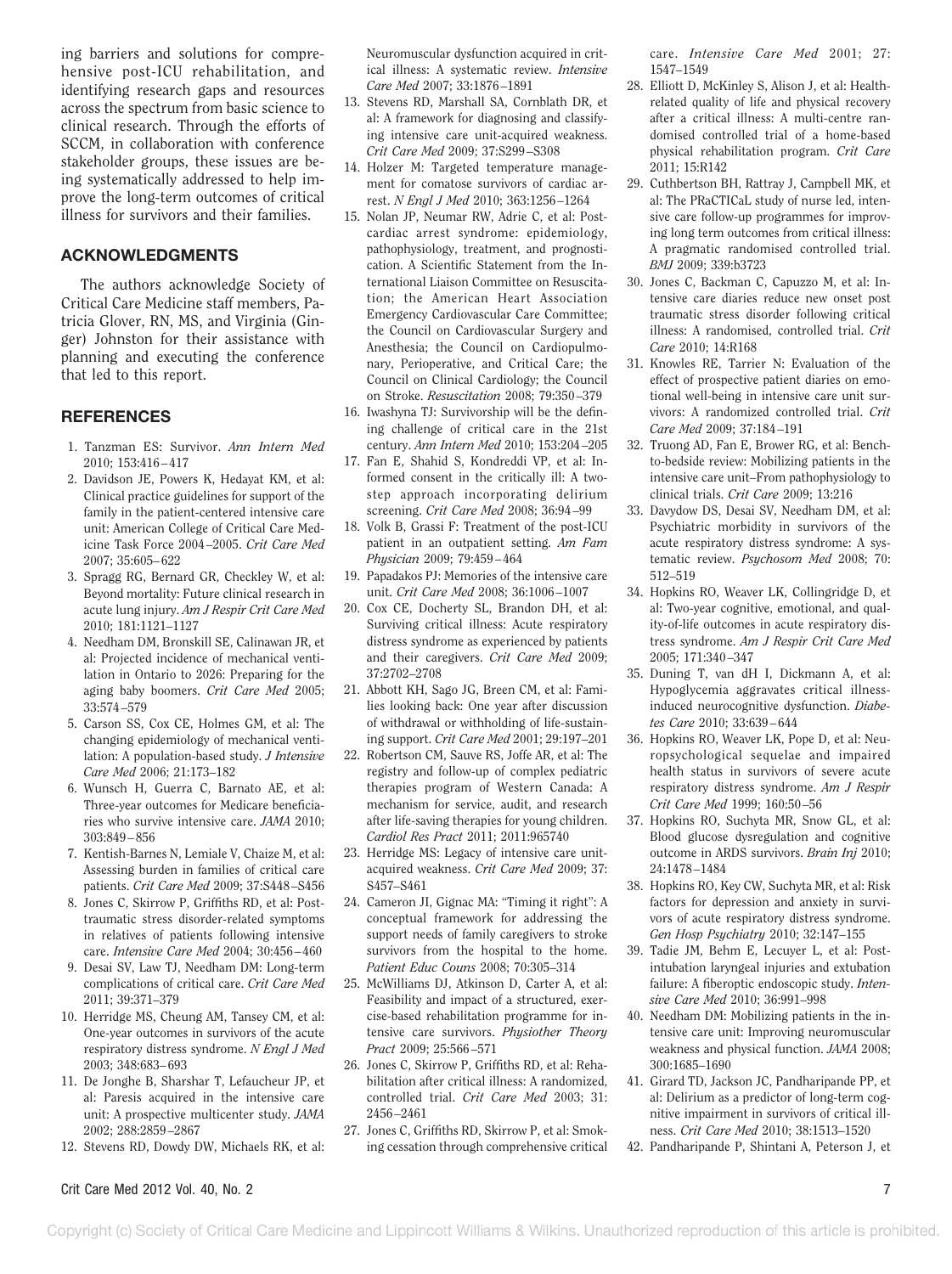ing barriers and solutions for comprehensive post-ICU rehabilitation, and identifying research gaps and resources across the spectrum from basic science to clinical research. Through the efforts of SCCM, in collaboration with conference stakeholder groups, these issues are being systematically addressed to help improve the long-term outcomes of critical illness for survivors and their families.

## ACKNOWLEDGMENTS

The authors acknowledge Society of Critical Care Medicine staff members, Patricia Glover, RN, MS, and Virginia (Ginger) Johnston for their assistance with planning and executing the conference that led to this report.

## REFERENCES

1. Tanzman ES: Survivor. *Ann Intern Med* 2010; 153:416–417
2. Davidson JE, Powers K, Hedayat KM, et al: Clinical practice guidelines for support of the family in the patient-centered intensive care unit: American College of Critical Care Medicine Task Force 2004–2005. *Crit Care Med* 2007; 35:605–622
3. Spragg RG, Bernard GR, Checkley W, et al: Beyond mortality: Future clinical research in acute lung injury. *Am J Respir Crit Care Med* 2010; 181:1121–1127
4. Needham DM, Bronskill SE, Calinawan JR, et al: Projected incidence of mechanical ventilation in Ontario to 2026: Preparing for the aging baby boomers. *Crit Care Med* 2005; 33:574–579
5. Carson SS, Cox CE, Holmes GM, et al: The changing epidemiology of mechanical ventilation: A population-based study. *J Intensive Care Med* 2006; 21:173–182
6. Wunsch H, Guerra C, Barnato AE, et al: Three-year outcomes for Medicare beneficiaries who survive intensive care. *JAMA* 2010; 303:849–856
7. Kentish-Barnes N, Lemiale V, Chaize M, et al: Assessing burden in families of critical care patients. *Crit Care Med* 2009; 37:S448–S456
8. Jones C, Skirrow P, Griffiths RD, et al: Post-traumatic stress disorder-related symptoms in relatives of patients following intensive care. *Intensive Care Med* 2004; 30:456–460
9. Desai SV, Law TJ, Needham DM: Long-term complications of critical care. *Crit Care Med* 2011; 39:371–379
10. Herridge MS, Cheung AM, Tansey CM, et al: One-year outcomes in survivors of the acute respiratory distress syndrome. *N Engl J Med* 2003; 348:683–693
11. De Jonghe B, Sharshar T, Lefaucheur JP, et al: Paresis acquired in the intensive care unit: A prospective multicenter study. *JAMA* 2002; 288:2859–2867
12. Stevens RD, Dowdy DW, Michaels RK, et al: Neuromuscular dysfunction acquired in critical illness: A systematic review. *Intensive Care Med* 2007; 33:1876–1891
13. Stevens RD, Marshall SA, Cornblath DR, et al: A framework for diagnosing and classifying intensive care unit-acquired weakness. *Crit Care Med* 2009; 37:S299–S308
14. Holzer M: Targeted temperature management for comatose survivors of cardiac arrest. *N Engl J Med* 2010; 363:1256–1264
15. Nolan JP, Neumar RW, Adrie C, et al: Post-cardiac arrest syndrome: epidemiology, pathophysiology, treatment, and prognostication. A Scientific Statement from the International Liaison Committee on Resuscitation; the American Heart Association Emergency Cardiovascular Care Committee; the Council on Cardiovascular Surgery and Anesthesia; the Council on Cardiopulmonary, Perioperative, and Critical Care; the Council on Clinical Cardiology; the Council on Stroke. *Resuscitation* 2008; 79:350–379
16. Iwashyna TJ: Survivorship will be the defining challenge of critical care in the 21st century. *Ann Intern Med* 2010; 153:204–205
17. Fan E, Shahid S, Kondreddi VP, et al: Informed consent in the critically ill: A two-step approach incorporating delirium screening. *Crit Care Med* 2008; 36:94–99
18. Volk B, Grassi F: Treatment of the post-ICU patient in an outpatient setting. *Am Fam Physician* 2009; 79:459–464
19. Papadakos PJ: Memories of the intensive care unit. *Crit Care Med* 2008; 36:1006–1007
20. Cox CE, Docherty SL, Brandon DH, et al: Surviving critical illness: Acute respiratory distress syndrome as experienced by patients and their caregivers. *Crit Care Med* 2009; 37:2702–2708
21. Abbott KH, Sago JG, Breen CM, et al: Families looking back: One year after discussion of withdrawal or withholding of life-sustaining support. *Crit Care Med* 2001; 29:197–201
22. Robertson CM, Sauve RS, Joffe AR, et al: The registry and follow-up of complex pediatric therapies program of Western Canada: A mechanism for service, audit, and research after life-saving therapies for young children. *Cardiol Res Pract* 2011; 2011:965740
23. Herridge MS: Legacy of intensive care unit-acquired weakness. *Crit Care Med* 2009; 37: S457–S461
24. Cameron JI, Gignac MA: "Timing it right": A conceptual framework for addressing the support needs of family caregivers to stroke survivors from the hospital to the home. *Patient Educ Couns* 2008; 70:305–314
25. McWilliams DJ, Atkinson D, Carter A, et al: Feasibility and impact of a structured, exercise-based rehabilitation programme for intensive care survivors. *Physiother Theory Pract* 2009; 25:566–571
26. Jones C, Skirrow P, Griffiths RD, et al: Rehabilitation after critical illness: A randomized, controlled trial. *Crit Care Med* 2003; 31: 2456–2461
27. Jones C, Griffiths RD, Skirrow P, et al: Smoking cessation through comprehensive critical care. *Intensive Care Med* 2001; 27: 1547–1549
28. Elliott D, McKinley S, Alison J, et al: Health-related quality of life and physical recovery after a critical illness: A multi-centre randomised controlled trial of a home-based physical rehabilitation program. *Crit Care* 2011; 15:R142
29. Cuthbertson BH, Rattray J, Campbell MK, et al: The PRaCTICaL study of nurse led, intensive care follow-up programmes for improving long term outcomes from critical illness: A pragmatic randomised controlled trial. *BMJ* 2009; 339:b3723
30. Jones C, Backman C, Capuzzo M, et al: Intensive care diaries reduce new onset post traumatic stress disorder following critical illness: A randomised, controlled trial. *Crit Care* 2010; 14:R168
31. Knowles RE, Tarrier N: Evaluation of the effect of prospective patient diaries on emotional well-being in intensive care unit survivors: A randomized controlled trial. *Crit Care Med* 2009; 37:184–191
32. Truong AD, Fan E, Brower RG, et al: Bench-to-bedside review: Mobilizing patients in the intensive care unit–From pathophysiology to clinical trials. *Crit Care* 2009; 13:216
33. Davydow DS, Desai SV, Needham DM, et al: Psychiatric morbidity in survivors of the acute respiratory distress syndrome: A systematic review. *Psychosom Med* 2008; 70: 512–519
34. Hopkins RO, Weaver LK, Collingridge D, et al: Two-year cognitive, emotional, and quality-of-life outcomes in acute respiratory distress syndrome. *Am J Respir Crit Care Med* 2005; 171:340–347
35. Duning T, van dH I, Dickmann A, et al: Hypoglycemia aggravates critical illness-induced neurocognitive dysfunction. *Diabetes Care* 2010; 33:639–644
36. Hopkins RO, Weaver LK, Pope D, et al: Neuropsychological sequelae and impaired health status in survivors of severe acute respiratory distress syndrome. *Am J Respir Crit Care Med* 1999; 160:50–56
37. Hopkins RO, Suchyta MR, Snow GL, et al: Blood glucose dysregulation and cognitive outcome in ARDS survivors. *Brain Inj* 2010; 24:1478–1484
38. Hopkins RO, Key CW, Suchyta MR, et al: Risk factors for depression and anxiety in survivors of acute respiratory distress syndrome. *Gen Hosp Psychiatry* 2010; 32:147–155
39. Tadie JM, Behm E, Lecuyer L, et al: Post-intubation laryngeal injuries and extubation failure: A fiberoptic endoscopic study. *Intensive Care Med* 2010; 36:991–998
40. Needham DM: Mobilizing patients in the intensive care unit: Improving neuromuscular weakness and physical function. *JAMA* 2008; 300:1685–1690
41. Girard TD, Jackson JC, Pandharipande PP, et al: Delirium as a predictor of long-term cognitive impairment in survivors of critical illness. *Crit Care Med* 2010; 38:1513–1520
42. Pandharipande P, Shintani A, Peterson J, et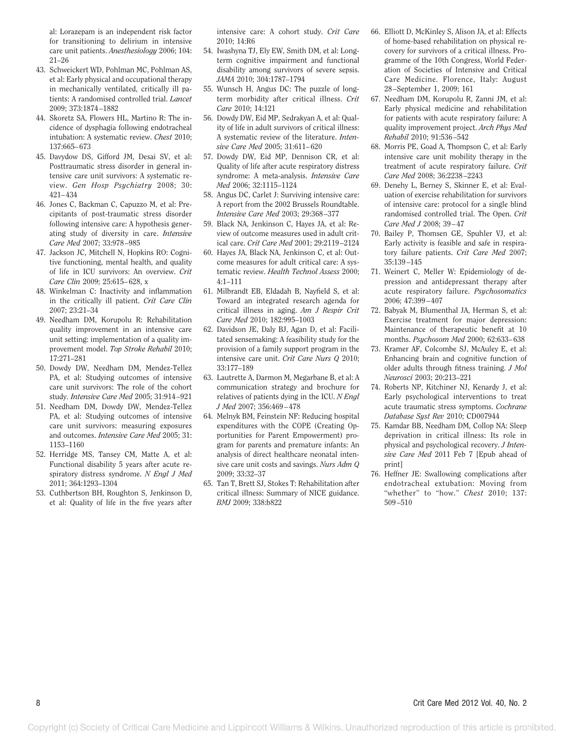al: Lorazepam is an independent risk factor for transitioning to delirium in intensive care unit patients. *Anesthesiology* 2006; 104: 21–26

43. Schweickert WD, Pohlman MC, Pohlman AS, et al: Early physical and occupational therapy in mechanically ventilated, critically ill patients: A randomised controlled trial. *Lancet* 2009; 373:1874–1882
44. Skoretz SA, Flowers HL, Martino R: The incidence of dysphagia following endotracheal intubation: A systematic review. *Chest* 2010; 137:665–673
45. Davydow DS, Gifford JM, Desai SV, et al: Posttraumatic stress disorder in general intensive care unit survivors: A systematic review. *Gen Hosp Psychiatry* 2008; 30: 421–434
46. Jones C, Backman C, Capuzzo M, et al: Precipitants of post-traumatic stress disorder following intensive care: A hypothesis generating study of diversity in care. *Intensive Care Med* 2007; 33:978–985
47. Jackson JC, Mitchell N, Hopkins RO: Cognitive functioning, mental health, and quality of life in ICU survivors: An overview. *Crit Care Clin* 2009; 25:615–628, x
48. Winkelman C: Inactivity and inflammation in the critically ill patient. *Crit Care Clin* 2007; 23:21–34
49. Needham DM, Korupolu R: Rehabilitation quality improvement in an intensive care unit setting: implementation of a quality improvement model. *Top Stroke Rehabil* 2010; 17:271–281
50. Dowdy DW, Needham DM, Mendez-Tellez PA, et al: Studying outcomes of intensive care unit survivors: The role of the cohort study. *Intensive Care Med* 2005; 31:914–921
51. Needham DM, Dowdy DW, Mendez-Tellez PA, et al: Studying outcomes of intensive care unit survivors: measuring exposures and outcomes. *Intensive Care Med* 2005; 31: 1153–1160
52. Herridge MS, Tansey CM, Matte A, et al: Functional disability 5 years after acute respiratory distress syndrome. *N Engl J Med* 2011; 364:1293–1304
53. Cuthbertson BH, Roughton S, Jenkinson D, et al: Quality of life in the five years after intensive care: A cohort study. *Crit Care* 2010; 14:R6
54. Iwashyna TJ, Ely EW, Smith DM, et al: Long-term cognitive impairment and functional disability among survivors of severe sepsis. *JAMA* 2010; 304:1787–1794
55. Wunsch H, Angus DC: The puzzle of long-term morbidity after critical illness. *Crit Care* 2010; 14:121
56. Dowdy DW, Eid MP, Sedrakyan A, et al: Quality of life in adult survivors of critical illness: A systematic review of the literature. *Intensive Care Med* 2005; 31:611–620
57. Dowdy DW, Eid MP, Dennison CR, et al: Quality of life after acute respiratory distress syndrome: A meta-analysis. *Intensive Care Med* 2006; 32:1115–1124
58. Angus DC, Carlet J: Surviving intensive care: A report from the 2002 Brussels Roundtable. *Intensive Care Med* 2003; 29:368–377
59. Black NA, Jenkinson C, Hayes JA, et al: Review of outcome measures used in adult critical care. *Crit Care Med* 2001; 29:2119–2124
60. Hayes JA, Black NA, Jenkinson C, et al: Outcome measures for adult critical care: A systematic review. *Health Technol Assess* 2000; 4:1–111
61. Milbrandt EB, Eldadah B, Nayfield S, et al: Toward an integrated research agenda for critical illness in aging. *Am J Respir Crit Care Med* 2010; 182:995–1003
62. Davidson JE, Daly BJ, Agan D, et al: Facilitated sensemaking: A feasibility study for the provision of a family support program in the intensive care unit. *Crit Care Nurs Q* 2010; 33:177–189
63. Lautrette A, Darmon M, Megarbane B, et al: A communication strategy and brochure for relatives of patients dying in the ICU. *N Engl J Med* 2007; 356:469–478
64. Melnyk BM, Feinstein NF: Reducing hospital expenditures with the COPE (Creating Opportunities for Parent Empowerment) program for parents and premature infants: An analysis of direct healthcare neonatal intensive care unit costs and savings. *Nurs Adm Q* 2009; 33:32–37
65. Tan T, Brett SJ, Stokes T: Rehabilitation after critical illness: Summary of NICE guidance. *BMJ* 2009; 338:b822
66. Elliott D, McKinley S, Alison JA, et al: Effects of home-based rehabilitation on physical recovery for survivors of a critical illness. Programme of the 10th Congress, World Federation of Societies of Intensive and Critical Care Medicine. Florence, Italy: August 28–September 1, 2009; 161
67. Needham DM, Korupolu R, Zanni JM, et al: Early physical medicine and rehabilitation for patients with acute respiratory failure: A quality improvement project. *Arch Phys Med Rehabil* 2010; 91:536–542
68. Morris PE, Goad A, Thompson C, et al: Early intensive care unit mobility therapy in the treatment of acute respiratory failure. *Crit Care Med* 2008; 36:2238–2243
69. Denehy L, Berney S, Skinner E, et al: Evaluation of exercise rehabilitation for survivors of intensive care: protocol for a single blind randomised controlled trial. The Open. *Crit Care Med J* 2008; 39–47
70. Bailey P, Thomsen GE, Spuhler VJ, et al: Early activity is feasible and safe in respiratory failure patients. *Crit Care Med* 2007; 35:139–145
71. Weinert C, Meller W: Epidemiology of depression and antidepressant therapy after acute respiratory failure. *Psychosomatics* 2006; 47:399–407
72. Babyak M, Blumenthal JA, Herman S, et al: Exercise treatment for major depression: Maintenance of therapeutic benefit at 10 months. *Psychosom Med* 2000; 62:633–638
73. Kramer AF, Colcombe SJ, McAuley E, et al: Enhancing brain and cognitive function of older adults through fitness training. *J Mol Neurosci* 2003; 20:213–221
74. Roberts NP, Kitchiner NJ, Kenardy J, et al: Early psychological interventions to treat acute traumatic stress symptoms. *Cochrane Database Syst Rev* 2010; CD007944
75. Kamdar BB, Needham DM, Collop NA: Sleep deprivation in critical illness: Its role in physical and psychological recovery. *J Intensive Care Med* 2011 Feb 7 [Epub ahead of print]
76. Heffner JE: Swallowing complications after endotracheal extubation: Moving from "whether" to "how." *Chest* 2010; 137: 509–510

Copyright (c) Society of Critical Care Medicine and Lippincott Williams & Wilkins. Unauthorized reproduction of this article is prohibited.